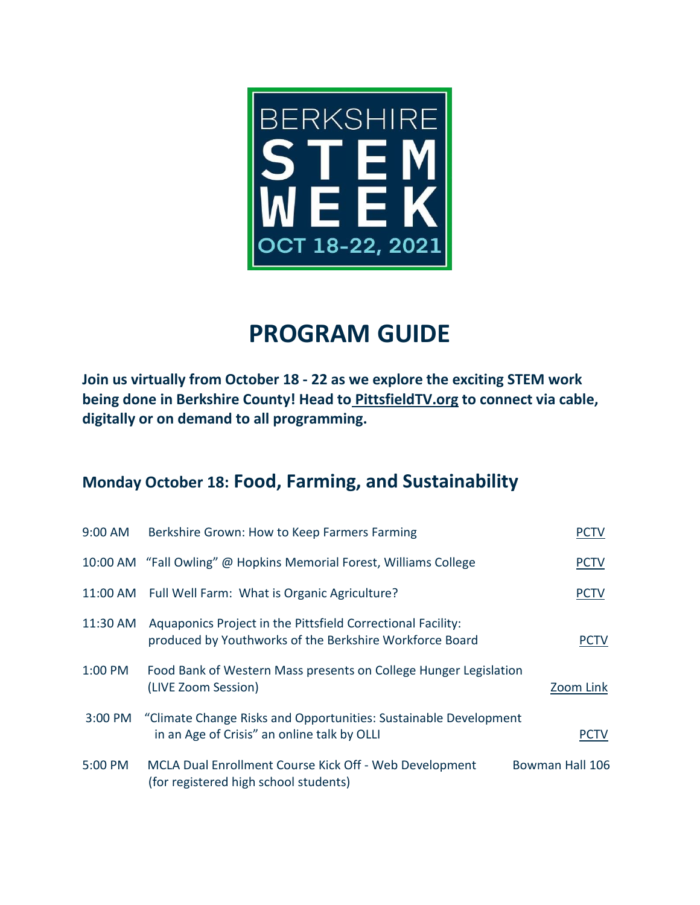BERKSHIRE STEM WEEK

OCT 18-22, 2021

# PROGRAM GUIDE

**Join us virtually from October 18 - 22 as we explore the exciting STEM work being done in Berkshire County! Head to PittsfieldTV.org to connect via cable, digitally or on demand to all programming.**

## Monday October 18: Food, Farming, and Sustainability

| | | |
|---|---|---|
| 9:00 AM | Berkshire Grown: How to Keep Farmers Farming | PCTV |
| 10:00 AM | "Fall Owling" @ Hopkins Memorial Forest, Williams College | PCTV |
| 11:00 AM | Full Well Farm: What is Organic Agriculture? | PCTV |
| 11:30 AM | Aquaponics Project in the Pittsfield Correctional Facility: produced by Youthworks of the Berkshire Workforce Board | PCTV |
| 1:00 PM | Food Bank of Western Mass presents on College Hunger Legislation (LIVE Zoom Session) | Zoom Link |
| 3:00 PM | "Climate Change Risks and Opportunities: Sustainable Development in an Age of Crisis" an online talk by OLLI | PCTV |
| 5:00 PM | MCLA Dual Enrollment Course Kick Off - Web Development (for registered high school students) | Bowman Hall 106 |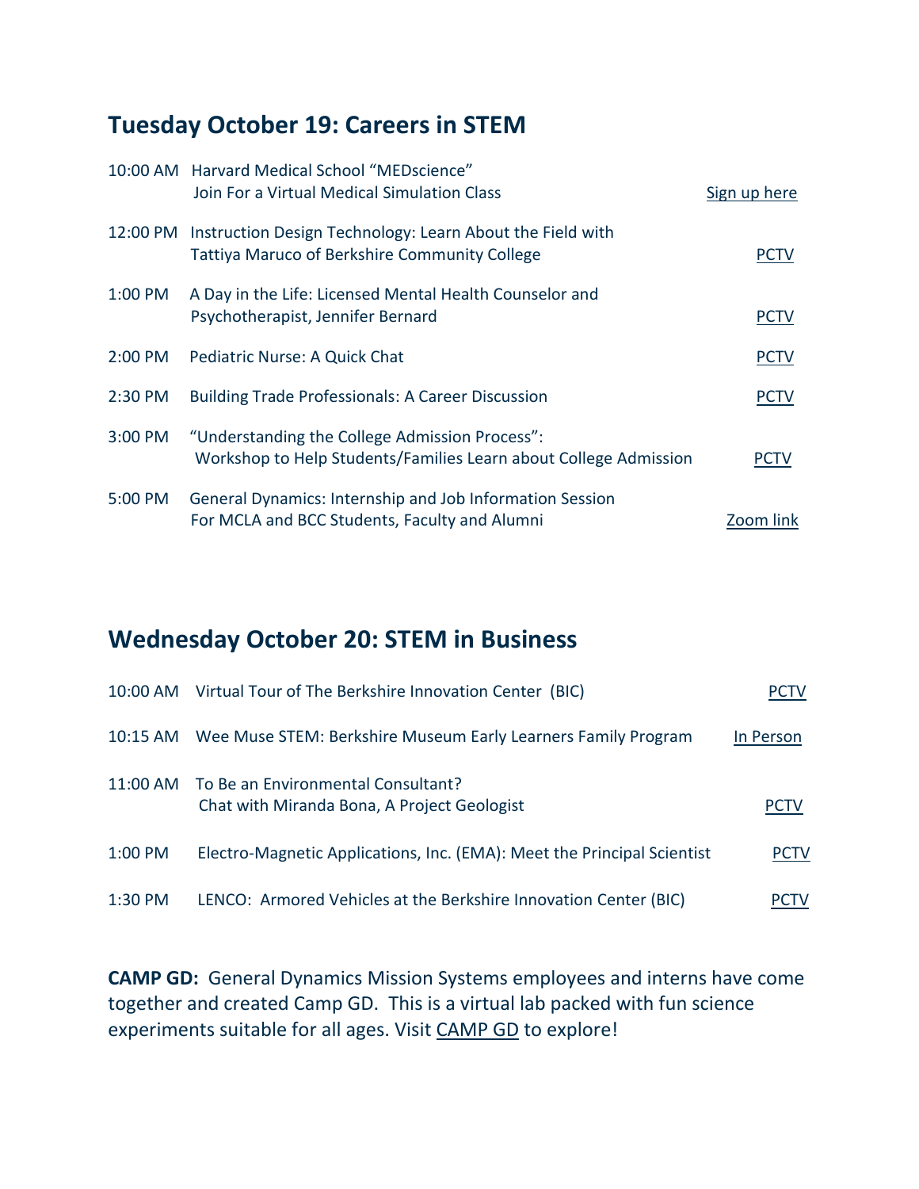## Tuesday October 19: Careers in STEM

| | | |
|---|---|---|
| 10:00 AM | Harvard Medical School "MEDscience"<br>Join For a Virtual Medical Simulation Class | Sign up here |
| 12:00 PM | Instruction Design Technology: Learn About the Field with<br>Tattiya Maruco of Berkshire Community College | PCTV |
| 1:00 PM | A Day in the Life: Licensed Mental Health Counselor and<br>Psychotherapist, Jennifer Bernard | PCTV |
| 2:00 PM | Pediatric Nurse: A Quick Chat | PCTV |
| 2:30 PM | Building Trade Professionals: A Career Discussion | PCTV |
| 3:00 PM | "Understanding the College Admission Process":<br>Workshop to Help Students/Families Learn about College Admission | PCTV |
| 5:00 PM | General Dynamics: Internship and Job Information Session<br>For MCLA and BCC Students, Faculty and Alumni | Zoom link |

## Wednesday October 20: STEM in Business

| | | |
|---|---|---|
| 10:00 AM | Virtual Tour of The Berkshire Innovation Center (BIC) | PCTV |
| 10:15 AM | Wee Muse STEM: Berkshire Museum Early Learners Family Program | In Person |
| 11:00 AM | To Be an Environmental Consultant?<br>Chat with Miranda Bona, A Project Geologist | PCTV |
| 1:00 PM | Electro-Magnetic Applications, Inc. (EMA): Meet the Principal Scientist | PCTV |
| 1:30 PM | LENCO: Armored Vehicles at the Berkshire Innovation Center (BIC) | PCTV |

**CAMP GD:** General Dynamics Mission Systems employees and interns have come together and created Camp GD. This is a virtual lab packed with fun science experiments suitable for all ages. Visit CAMP GD to explore!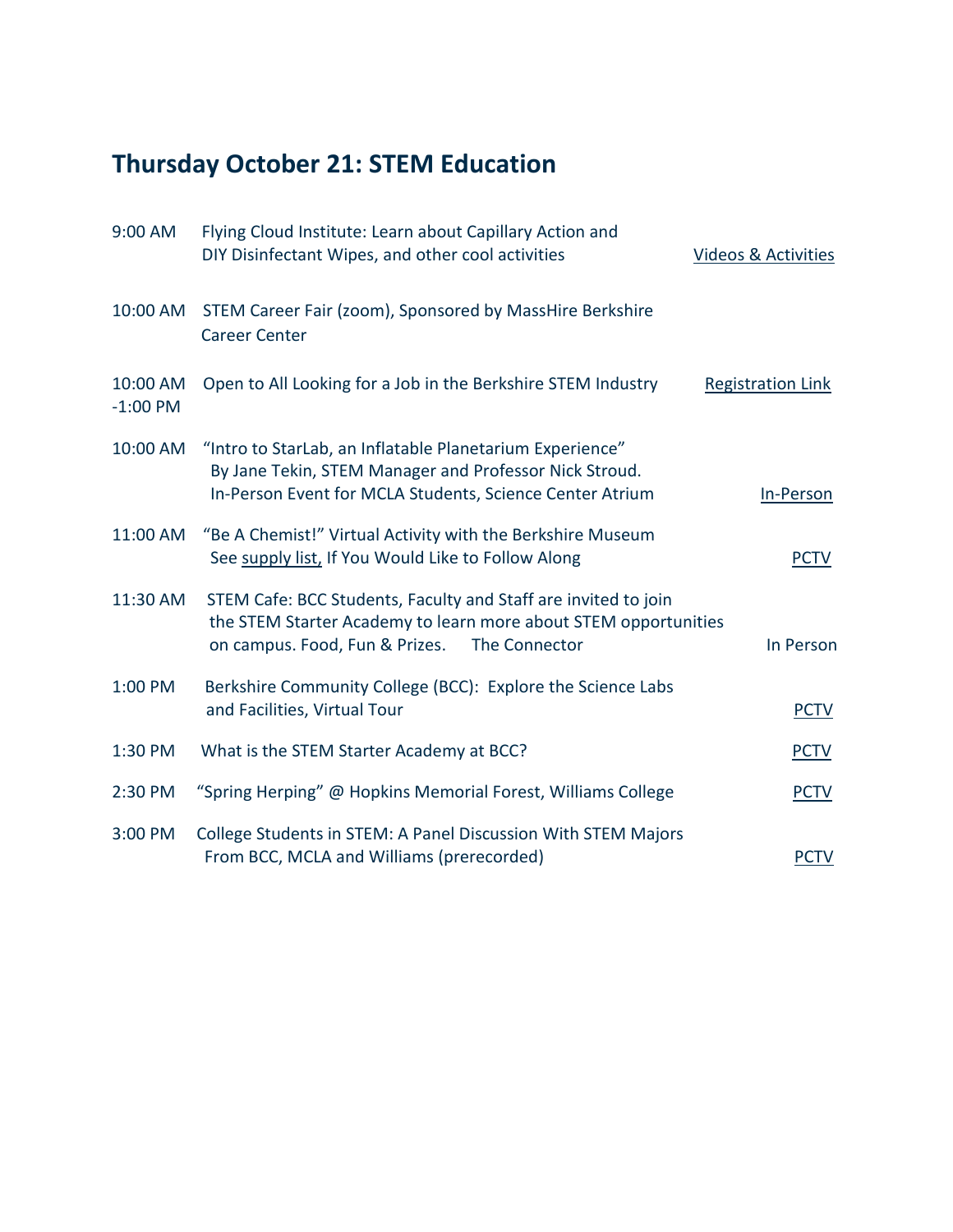## Thursday October 21: STEM Education

| Time | Event | Link |
|---|---|---|
| 9:00 AM | Flying Cloud Institute: Learn about Capillary Action and DIY Disinfectant Wipes, and other cool activities | Videos & Activities |
| 10:00 AM | STEM Career Fair (zoom), Sponsored by MassHire Berkshire Career Center | |
| 10:00 AM -1:00 PM | Open to All Looking for a Job in the Berkshire STEM Industry | Registration Link |
| 10:00 AM | "Intro to StarLab, an Inflatable Planetarium Experience" By Jane Tekin, STEM Manager and Professor Nick Stroud. In-Person Event for MCLA Students, Science Center Atrium | In-Person |
| 11:00 AM | "Be A Chemist!" Virtual Activity with the Berkshire Museum See supply list, If You Would Like to Follow Along | PCTV |
| 11:30 AM | STEM Cafe: BCC Students, Faculty and Staff are invited to join the STEM Starter Academy to learn more about STEM opportunities on campus. Food, Fun & Prizes. The Connector | In Person |
| 1:00 PM | Berkshire Community College (BCC): Explore the Science Labs and Facilities, Virtual Tour | PCTV |
| 1:30 PM | What is the STEM Starter Academy at BCC? | PCTV |
| 2:30 PM | "Spring Herping" @ Hopkins Memorial Forest, Williams College | PCTV |
| 3:00 PM | College Students in STEM: A Panel Discussion With STEM Majors From BCC, MCLA and Williams (prerecorded) | PCTV |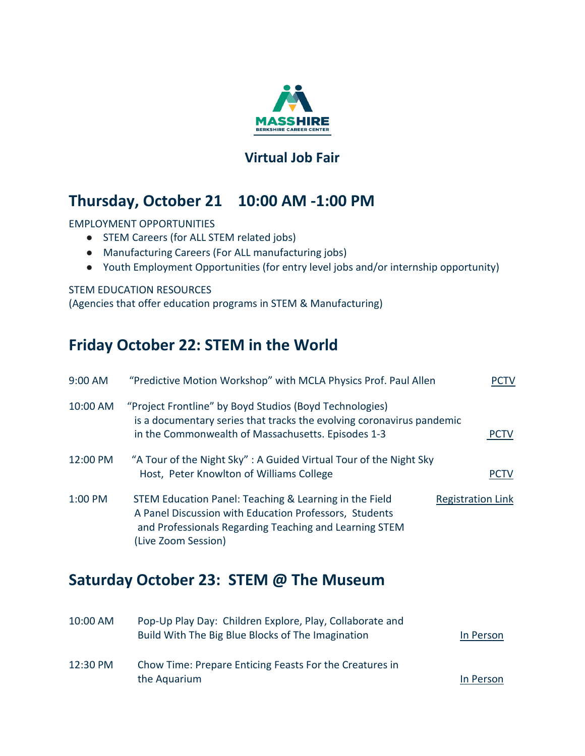**MASSHIRE**
BERKSHIRE CAREER CENTER

## Virtual Job Fair

## Thursday, October 21 10:00 AM -1:00 PM

EMPLOYMENT OPPORTUNITIES

- STEM Careers (for ALL STEM related jobs)
- Manufacturing Careers (For ALL manufacturing jobs)
- Youth Employment Opportunities (for entry level jobs and/or internship opportunity)

STEM EDUCATION RESOURCES
(Agencies that offer education programs in STEM & Manufacturing)

## Friday October 22: STEM in the World

| | | |
|---|---|---|
| 9:00 AM | "Predictive Motion Workshop" with MCLA Physics Prof. Paul Allen | PCTV |
| 10:00 AM | "Project Frontline" by Boyd Studios (Boyd Technologies) is a documentary series that tracks the evolving coronavirus pandemic in the Commonwealth of Massachusetts. Episodes 1-3 | PCTV |
| 12:00 PM | "A Tour of the Night Sky" : A Guided Virtual Tour of the Night Sky Host, Peter Knowlton of Williams College | PCTV |
| 1:00 PM | STEM Education Panel: Teaching & Learning in the Field A Panel Discussion with Education Professors, Students and Professionals Regarding Teaching and Learning STEM (Live Zoom Session) | Registration Link |

## Saturday October 23: STEM @ The Museum

| | | |
|---|---|---|
| 10:00 AM | Pop-Up Play Day: Children Explore, Play, Collaborate and Build With The Big Blue Blocks of The Imagination | In Person |
| 12:30 PM | Chow Time: Prepare Enticing Feasts For the Creatures in the Aquarium | In Person |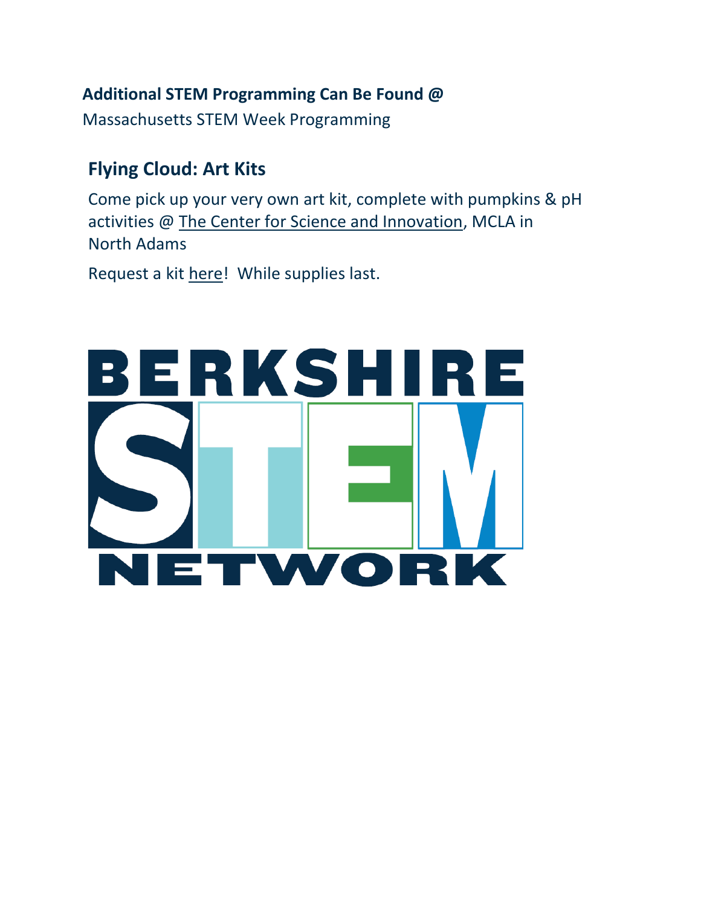**Additional STEM Programming Can Be Found @**
Massachusetts STEM Week Programming

## Flying Cloud: Art Kits

Come pick up your very own art kit, complete with pumpkins & pH activities @ The Center for Science and Innovation, MCLA in North Adams

Request a kit here! While supplies last.

BERKSHIRE STEM NETWORK